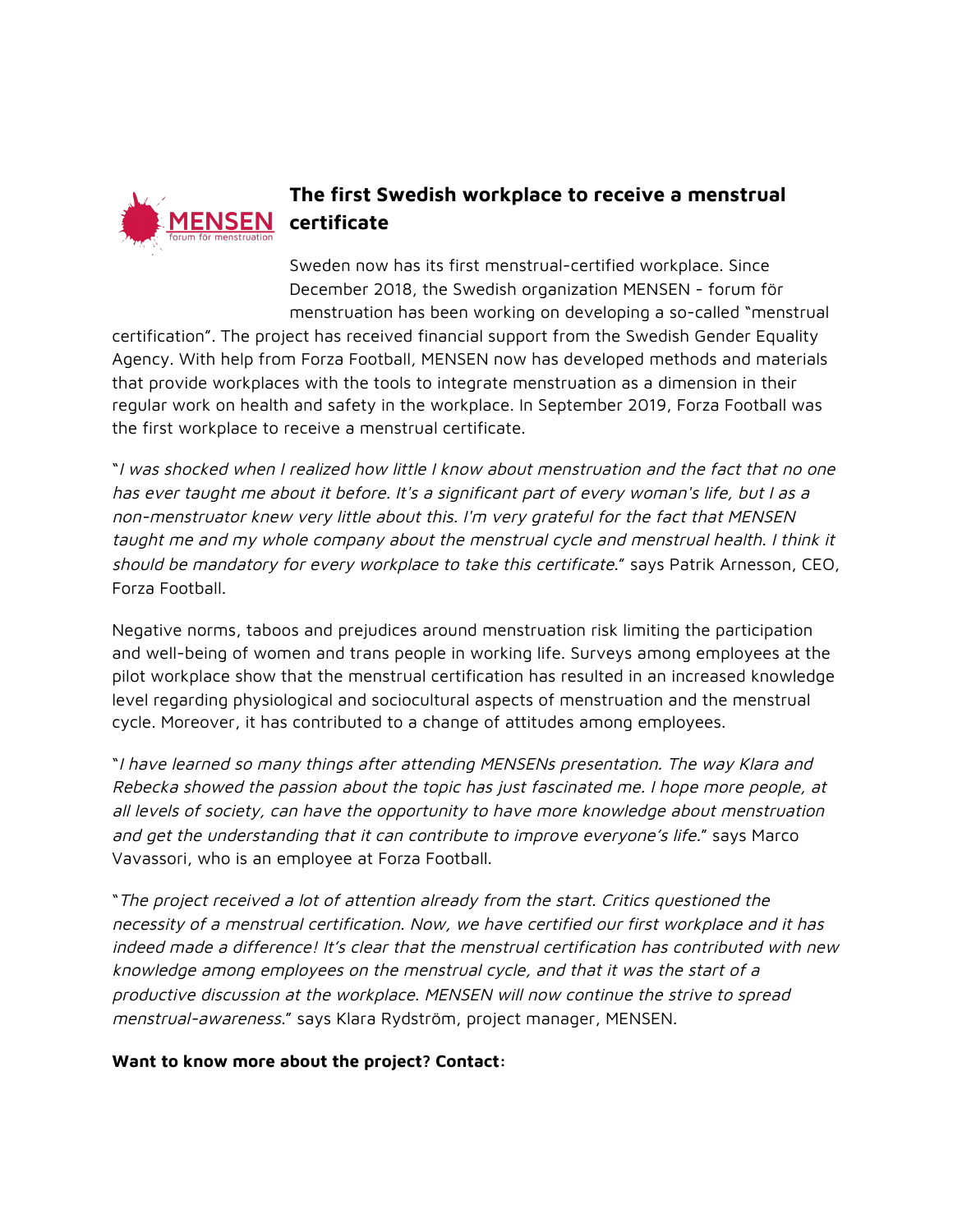# The first Swedish workplace to receive a menstrual certificate

Sweden now has its first menstrual-certified workplace. Since December 2018, the Swedish organization MENSEN - forum för menstruation has been working on developing a so-called "menstrual certification". The project has received financial support from the Swedish Gender Equality Agency. With help from Forza Football, MENSEN now has developed methods and materials that provide workplaces with the tools to integrate menstruation as a dimension in their regular work on health and safety in the workplace. In September 2019, Forza Football was the first workplace to receive a menstrual certificate.

"*I was shocked when I realized how little I know about menstruation and the fact that no one has ever taught me about it before. It's a significant part of every woman's life, but I as a non-menstruator knew very little about this. I'm very grateful for the fact that MENSEN taught me and my whole company about the menstrual cycle and menstrual health. I think it should be mandatory for every workplace to take this certificate.*" says Patrik Arnesson, CEO, Forza Football.

Negative norms, taboos and prejudices around menstruation risk limiting the participation and well-being of women and trans people in working life. Surveys among employees at the pilot workplace show that the menstrual certification has resulted in an increased knowledge level regarding physiological and sociocultural aspects of menstruation and the menstrual cycle. Moreover, it has contributed to a change of attitudes among employees.

"*I have learned so many things after attending MENSENs presentation. The way Klara and Rebecka showed the passion about the topic has just fascinated me. I hope more people, at all levels of society, can have the opportunity to have more knowledge about menstruation and get the understanding that it can contribute to improve everyone's life.*" says Marco Vavassori, who is an employee at Forza Football.

"*The project received a lot of attention already from the start. Critics questioned the necessity of a menstrual certification. Now, we have certified our first workplace and it has indeed made a difference! It's clear that the menstrual certification has contributed with new knowledge among employees on the menstrual cycle, and that it was the start of a productive discussion at the workplace. MENSEN will now continue the strive to spread menstrual-awareness.*" says Klara Rydström, project manager, MENSEN.

**Want to know more about the project? Contact:**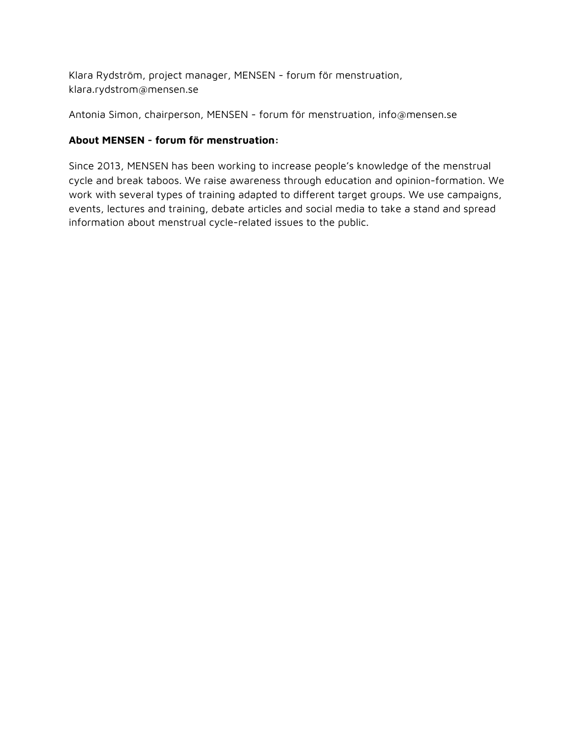Klara Rydström, project manager, MENSEN - forum för menstruation, klara.rydstrom@mensen.se

Antonia Simon, chairperson, MENSEN - forum för menstruation, info@mensen.se

**About MENSEN - forum för menstruation:**

Since 2013, MENSEN has been working to increase people's knowledge of the menstrual cycle and break taboos. We raise awareness through education and opinion-formation. We work with several types of training adapted to different target groups. We use campaigns, events, lectures and training, debate articles and social media to take a stand and spread information about menstrual cycle-related issues to the public.